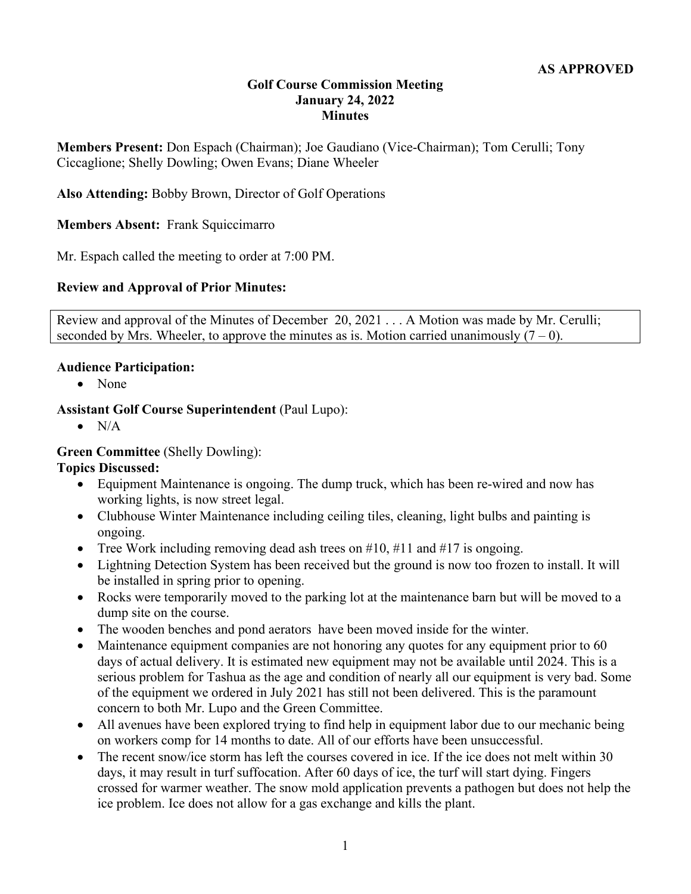**AS APPROVED**

# Golf Course Commission Meeting
## January 24, 2022
## Minutes

**Members Present:** Don Espach (Chairman); Joe Gaudiano (Vice-Chairman); Tom Cerulli; Tony Ciccaglione; Shelly Dowling; Owen Evans; Diane Wheeler

**Also Attending:** Bobby Brown, Director of Golf Operations

**Members Absent:** Frank Squiccimarro

Mr. Espach called the meeting to order at 7:00 PM.

### Review and Approval of Prior Minutes:

Review and approval of the Minutes of December 20, 2021 . . . A Motion was made by Mr. Cerulli; seconded by Mrs. Wheeler, to approve the minutes as is. Motion carried unanimously (7 – 0).

### Audience Participation:

- None

### Assistant Golf Course Superintendent (Paul Lupo):

- N/A

### Green Committee (Shelly Dowling):

**Topics Discussed:**

- Equipment Maintenance is ongoing. The dump truck, which has been re-wired and now has working lights, is now street legal.
- Clubhouse Winter Maintenance including ceiling tiles, cleaning, light bulbs and painting is ongoing.
- Tree Work including removing dead ash trees on #10, #11 and #17 is ongoing.
- Lightning Detection System has been received but the ground is now too frozen to install. It will be installed in spring prior to opening.
- Rocks were temporarily moved to the parking lot at the maintenance barn but will be moved to a dump site on the course.
- The wooden benches and pond aerators have been moved inside for the winter.
- Maintenance equipment companies are not honoring any quotes for any equipment prior to 60 days of actual delivery. It is estimated new equipment may not be available until 2024. This is a serious problem for Tashua as the age and condition of nearly all our equipment is very bad. Some of the equipment we ordered in July 2021 has still not been delivered. This is the paramount concern to both Mr. Lupo and the Green Committee.
- All avenues have been explored trying to find help in equipment labor due to our mechanic being on workers comp for 14 months to date. All of our efforts have been unsuccessful.
- The recent snow/ice storm has left the courses covered in ice. If the ice does not melt within 30 days, it may result in turf suffocation. After 60 days of ice, the turf will start dying. Fingers crossed for warmer weather. The snow mold application prevents a pathogen but does not help the ice problem. Ice does not allow for a gas exchange and kills the plant.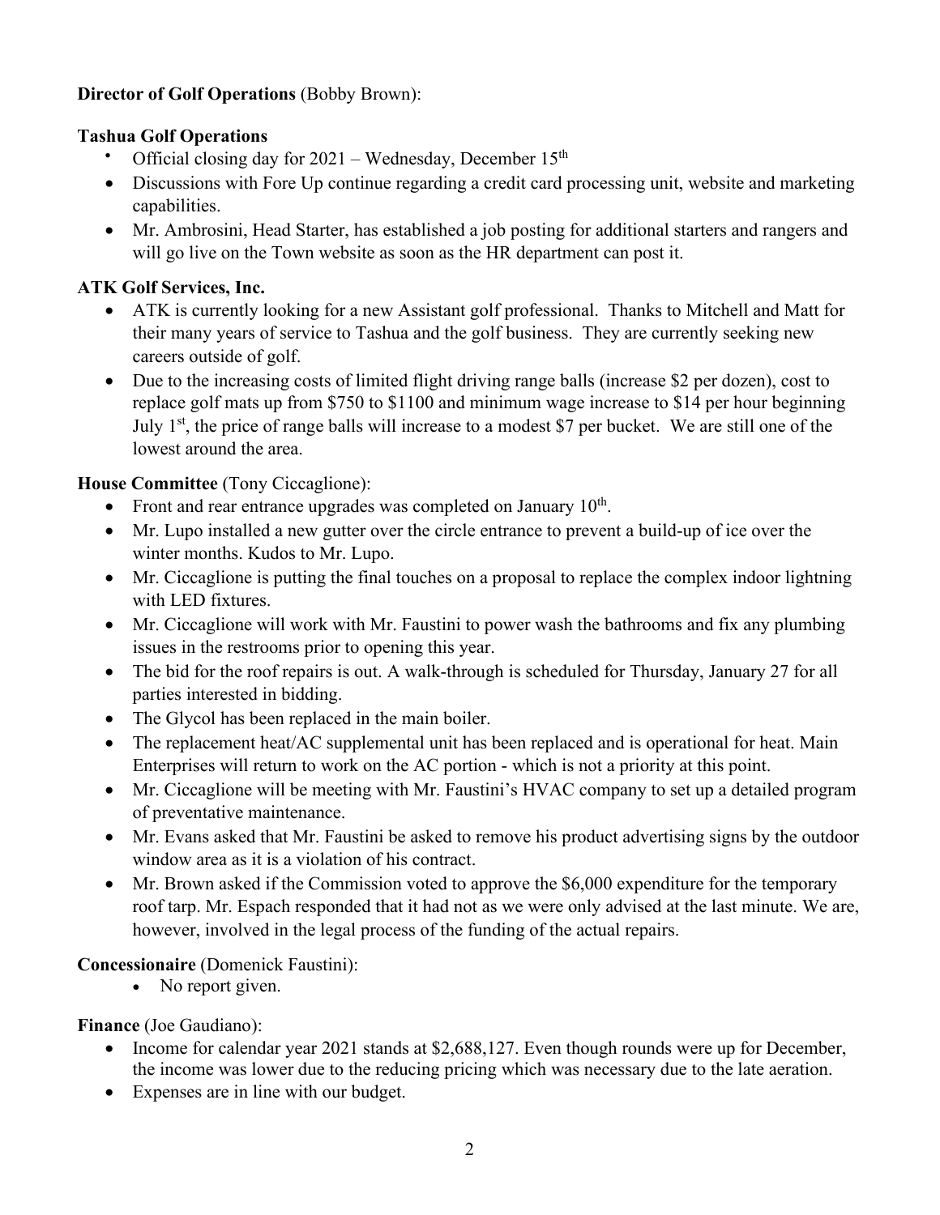**Director of Golf Operations** (Bobby Brown):

**Tashua Golf Operations**

- Official closing day for 2021 – Wednesday, December 15th
- Discussions with Fore Up continue regarding a credit card processing unit, website and marketing capabilities.
- Mr. Ambrosini, Head Starter, has established a job posting for additional starters and rangers and will go live on the Town website as soon as the HR department can post it.

**ATK Golf Services, Inc.**

- ATK is currently looking for a new Assistant golf professional. Thanks to Mitchell and Matt for their many years of service to Tashua and the golf business. They are currently seeking new careers outside of golf.
- Due to the increasing costs of limited flight driving range balls (increase $2 per dozen), cost to replace golf mats up from $750 to $1100 and minimum wage increase to $14 per hour beginning July 1st, the price of range balls will increase to a modest $7 per bucket. We are still one of the lowest around the area.

**House Committee** (Tony Ciccaglione):

- Front and rear entrance upgrades was completed on January 10th.
- Mr. Lupo installed a new gutter over the circle entrance to prevent a build-up of ice over the winter months. Kudos to Mr. Lupo.
- Mr. Ciccaglione is putting the final touches on a proposal to replace the complex indoor lightning with LED fixtures.
- Mr. Ciccaglione will work with Mr. Faustini to power wash the bathrooms and fix any plumbing issues in the restrooms prior to opening this year.
- The bid for the roof repairs is out. A walk-through is scheduled for Thursday, January 27 for all parties interested in bidding.
- The Glycol has been replaced in the main boiler.
- The replacement heat/AC supplemental unit has been replaced and is operational for heat. Main Enterprises will return to work on the AC portion - which is not a priority at this point.
- Mr. Ciccaglione will be meeting with Mr. Faustini's HVAC company to set up a detailed program of preventative maintenance.
- Mr. Evans asked that Mr. Faustini be asked to remove his product advertising signs by the outdoor window area as it is a violation of his contract.
- Mr. Brown asked if the Commission voted to approve the $6,000 expenditure for the temporary roof tarp. Mr. Espach responded that it had not as we were only advised at the last minute. We are, however, involved in the legal process of the funding of the actual repairs.

**Concessionaire** (Domenick Faustini):

- No report given.

**Finance** (Joe Gaudiano):

- Income for calendar year 2021 stands at $2,688,127. Even though rounds were up for December, the income was lower due to the reducing pricing which was necessary due to the late aeration.
- Expenses are in line with our budget.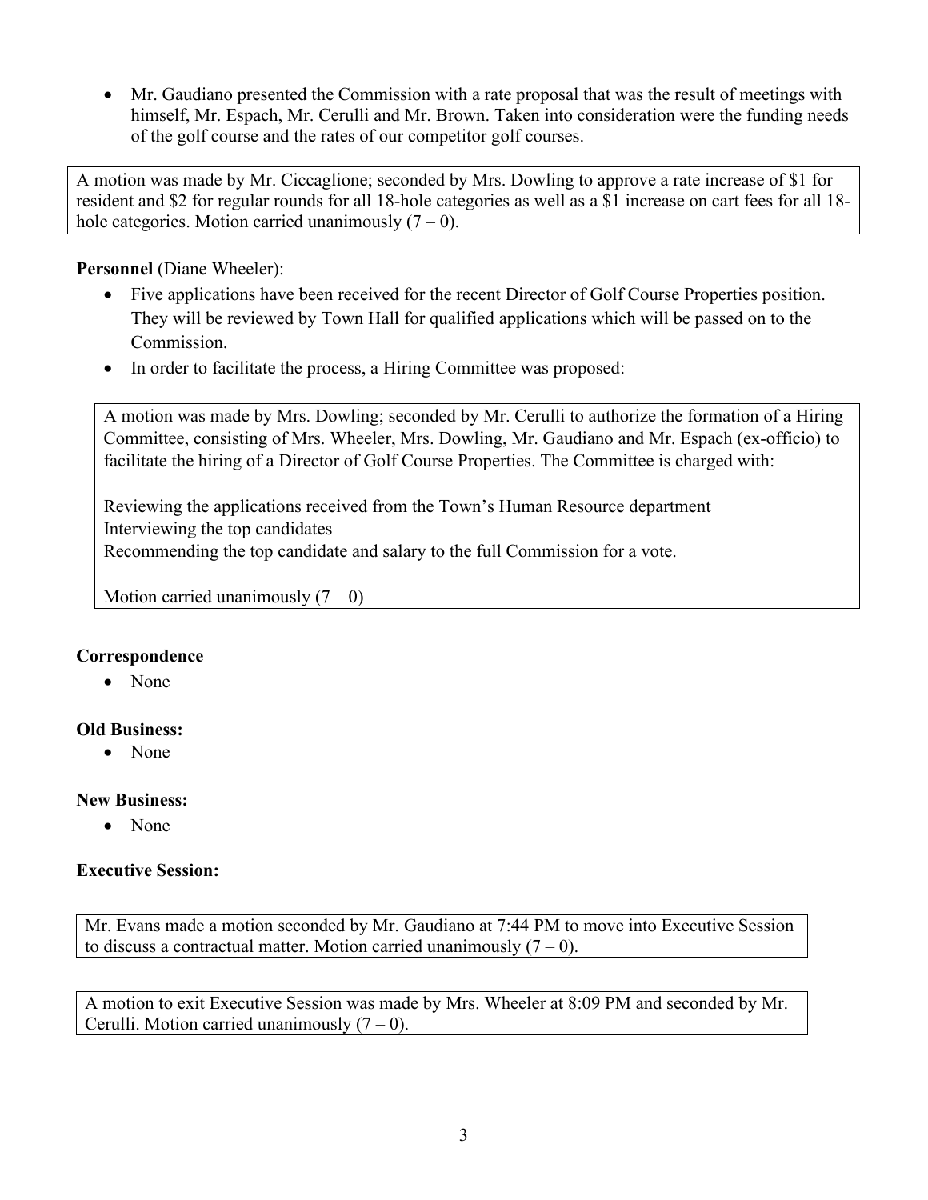- Mr. Gaudiano presented the Commission with a rate proposal that was the result of meetings with himself, Mr. Espach, Mr. Cerulli and Mr. Brown. Taken into consideration were the funding needs of the golf course and the rates of our competitor golf courses.

A motion was made by Mr. Ciccaglione; seconded by Mrs. Dowling to approve a rate increase of $1 for resident and $2 for regular rounds for all 18-hole categories as well as a $1 increase on cart fees for all 18-hole categories. Motion carried unanimously (7 – 0).

**Personnel** (Diane Wheeler):

- Five applications have been received for the recent Director of Golf Course Properties position. They will be reviewed by Town Hall for qualified applications which will be passed on to the Commission.
- In order to facilitate the process, a Hiring Committee was proposed:

A motion was made by Mrs. Dowling; seconded by Mr. Cerulli to authorize the formation of a Hiring Committee, consisting of Mrs. Wheeler, Mrs. Dowling, Mr. Gaudiano and Mr. Espach (ex-officio) to facilitate the hiring of a Director of Golf Course Properties. The Committee is charged with:

Reviewing the applications received from the Town's Human Resource department
Interviewing the top candidates
Recommending the top candidate and salary to the full Commission for a vote.

Motion carried unanimously (7 – 0)

**Correspondence**

- None

**Old Business:**

- None

**New Business:**

- None

**Executive Session:**

Mr. Evans made a motion seconded by Mr. Gaudiano at 7:44 PM to move into Executive Session to discuss a contractual matter. Motion carried unanimously (7 – 0).

A motion to exit Executive Session was made by Mrs. Wheeler at 8:09 PM and seconded by Mr. Cerulli. Motion carried unanimously (7 – 0).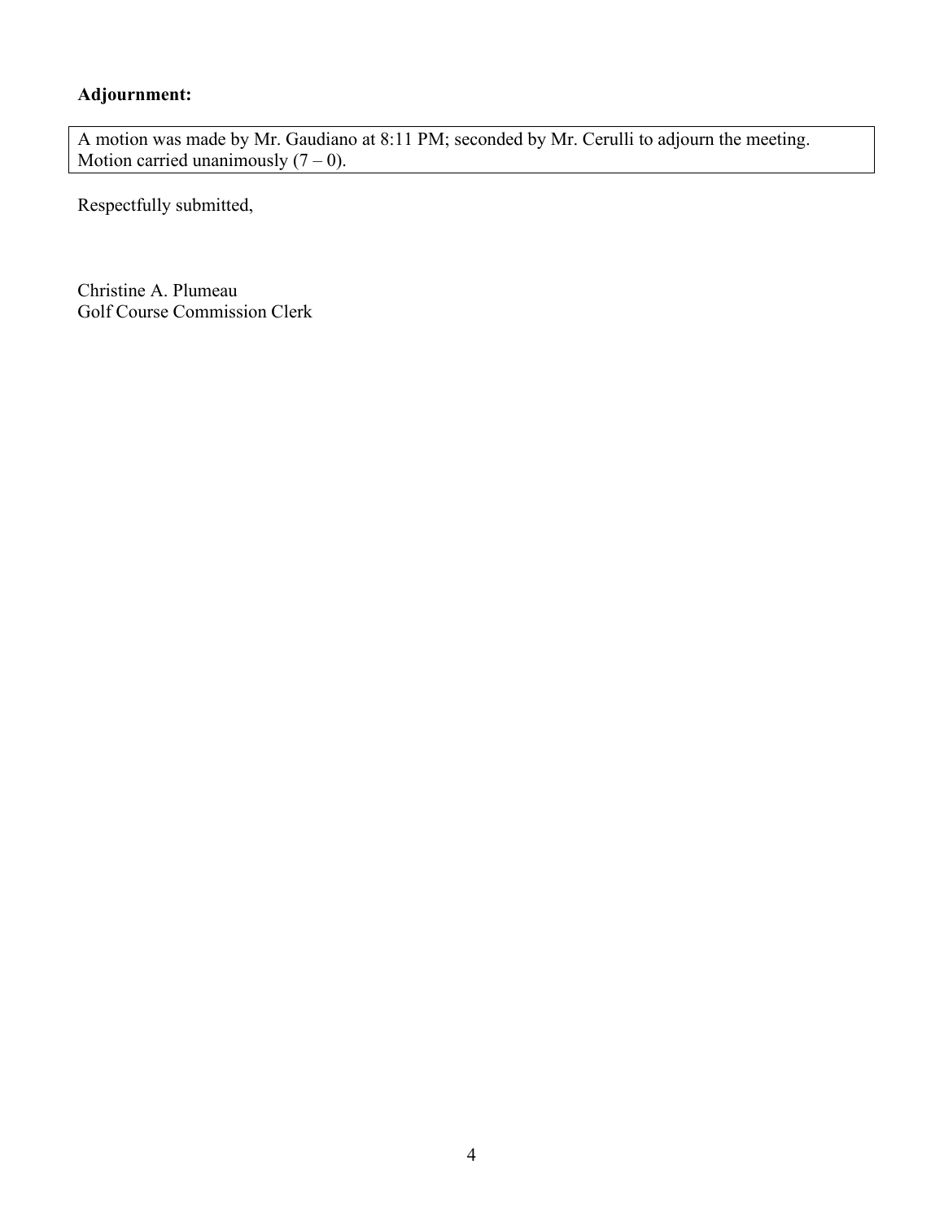**Adjournment:**

A motion was made by Mr. Gaudiano at 8:11 PM; seconded by Mr. Cerulli to adjourn the meeting. Motion carried unanimously (7 – 0).

Respectfully submitted,

Christine A. Plumeau
Golf Course Commission Clerk